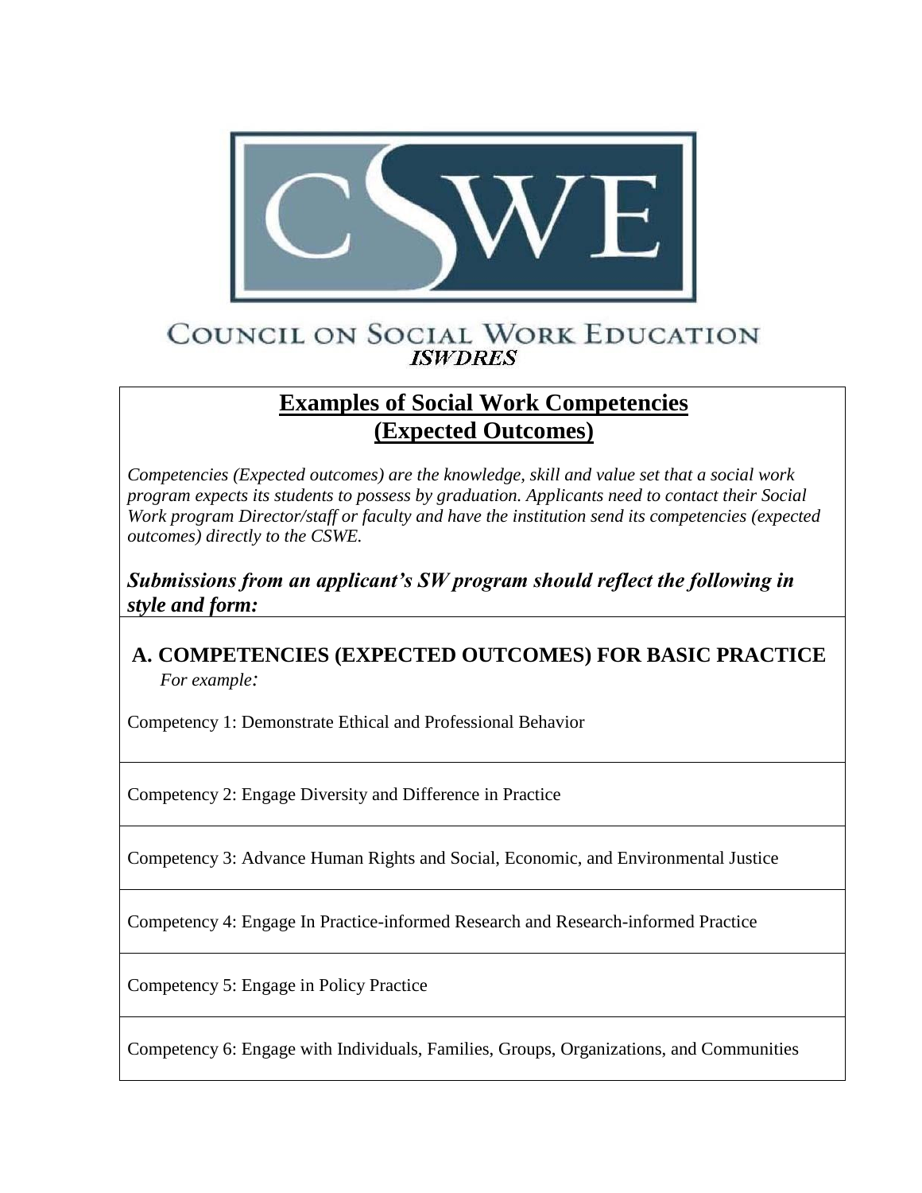COUNCIL ON SOCIAL WORK EDUCATION

***ISWDRES***

# Examples of Social Work Competencies (Expected Outcomes)

*Competencies (Expected outcomes) are the knowledge, skill and value set that a social work program expects its students to possess by graduation. Applicants need to contact their Social Work program Director/staff or faculty and have the institution send its competencies (expected outcomes) directly to the CSWE.*

***Submissions from an applicant's SW program should reflect the following in style and form:***

## A. COMPETENCIES (EXPECTED OUTCOMES) FOR BASIC PRACTICE

*For example:*

Competency 1: Demonstrate Ethical and Professional Behavior

Competency 2: Engage Diversity and Difference in Practice

Competency 3: Advance Human Rights and Social, Economic, and Environmental Justice

Competency 4: Engage In Practice-informed Research and Research-informed Practice

Competency 5: Engage in Policy Practice

Competency 6: Engage with Individuals, Families, Groups, Organizations, and Communities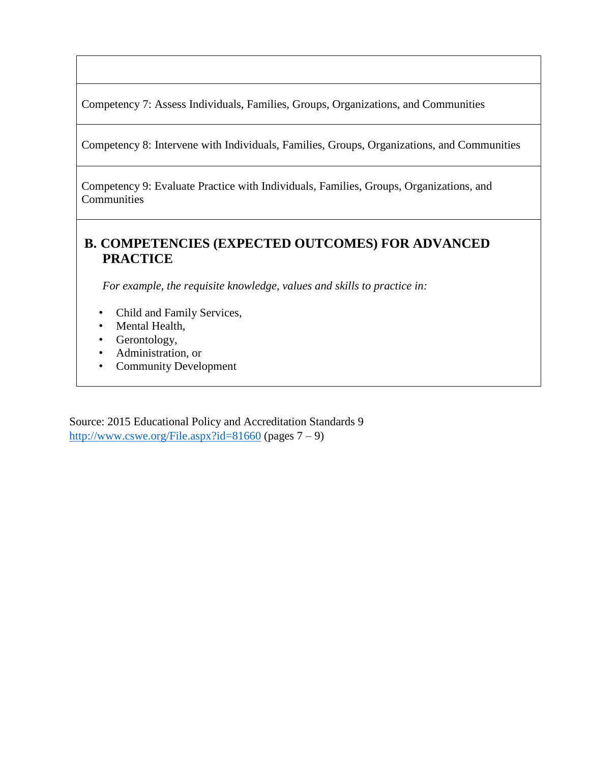| |
|---|
| Competency 7: Assess Individuals, Families, Groups, Organizations, and Communities |
| Competency 8: Intervene with Individuals, Families, Groups, Organizations, and Communities |
| Competency 9: Evaluate Practice with Individuals, Families, Groups, Organizations, and Communities |

## B. COMPETENCIES (EXPECTED OUTCOMES) FOR ADVANCED PRACTICE

*For example, the requisite knowledge, values and skills to practice in:*

- Child and Family Services,
- Mental Health,
- Gerontology,
- Administration, or
- Community Development

Source: 2015 Educational Policy and Accreditation Standards 9
http://www.cswe.org/File.aspx?id=81660 (pages 7 – 9)